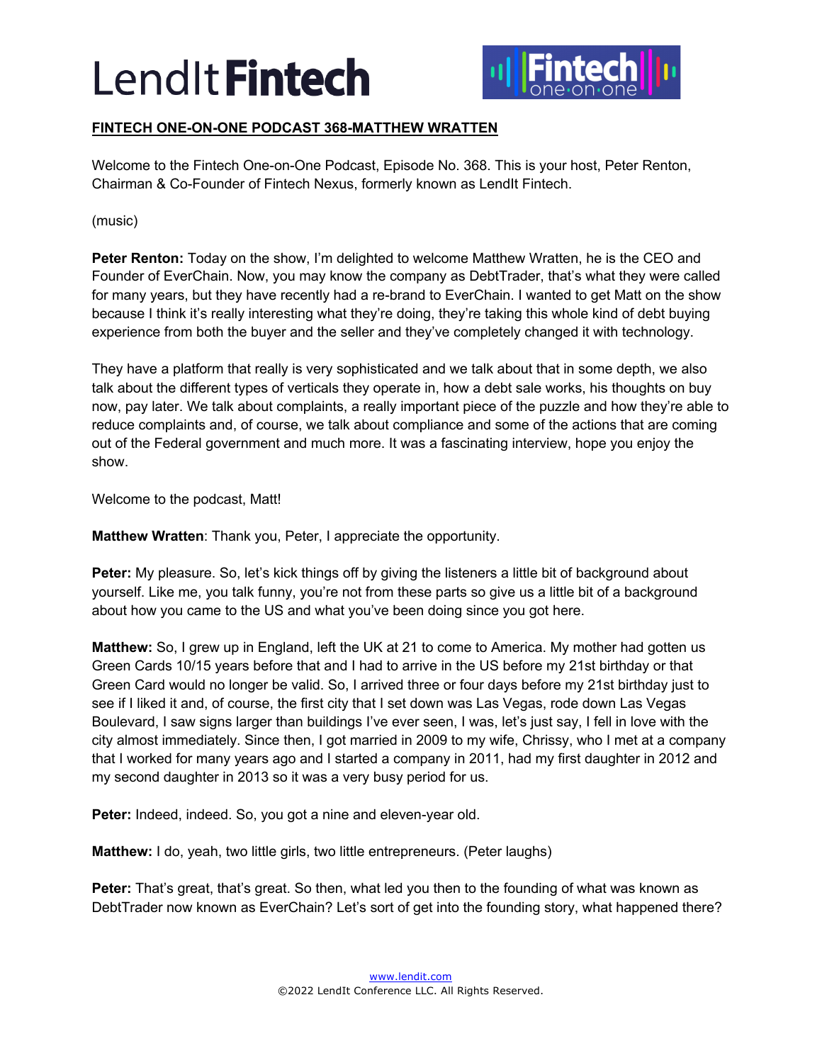## FINTECH ONE-ON-ONE PODCAST 368-MATTHEW WRATTEN

Welcome to the Fintech One-on-One Podcast, Episode No. 368. This is your host, Peter Renton, Chairman & Co-Founder of Fintech Nexus, formerly known as LendIt Fintech.

(music)

**Peter Renton:** Today on the show, I'm delighted to welcome Matthew Wratten, he is the CEO and Founder of EverChain. Now, you may know the company as DebtTrader, that's what they were called for many years, but they have recently had a re-brand to EverChain. I wanted to get Matt on the show because I think it's really interesting what they're doing, they're taking this whole kind of debt buying experience from both the buyer and the seller and they've completely changed it with technology.

They have a platform that really is very sophisticated and we talk about that in some depth, we also talk about the different types of verticals they operate in, how a debt sale works, his thoughts on buy now, pay later. We talk about complaints, a really important piece of the puzzle and how they're able to reduce complaints and, of course, we talk about compliance and some of the actions that are coming out of the Federal government and much more. It was a fascinating interview, hope you enjoy the show.

Welcome to the podcast, Matt!

**Matthew Wratten**: Thank you, Peter, I appreciate the opportunity.

**Peter:** My pleasure. So, let's kick things off by giving the listeners a little bit of background about yourself. Like me, you talk funny, you're not from these parts so give us a little bit of a background about how you came to the US and what you've been doing since you got here.

**Matthew:** So, I grew up in England, left the UK at 21 to come to America. My mother had gotten us Green Cards 10/15 years before that and I had to arrive in the US before my 21st birthday or that Green Card would no longer be valid. So, I arrived three or four days before my 21st birthday just to see if I liked it and, of course, the first city that I set down was Las Vegas, rode down Las Vegas Boulevard, I saw signs larger than buildings I've ever seen, I was, let's just say, I fell in love with the city almost immediately. Since then, I got married in 2009 to my wife, Chrissy, who I met at a company that I worked for many years ago and I started a company in 2011, had my first daughter in 2012 and my second daughter in 2013 so it was a very busy period for us.

**Peter:** Indeed, indeed. So, you got a nine and eleven-year old.

**Matthew:** I do, yeah, two little girls, two little entrepreneurs. (Peter laughs)

**Peter:** That's great, that's great. So then, what led you then to the founding of what was known as DebtTrader now known as EverChain? Let's sort of get into the founding story, what happened there?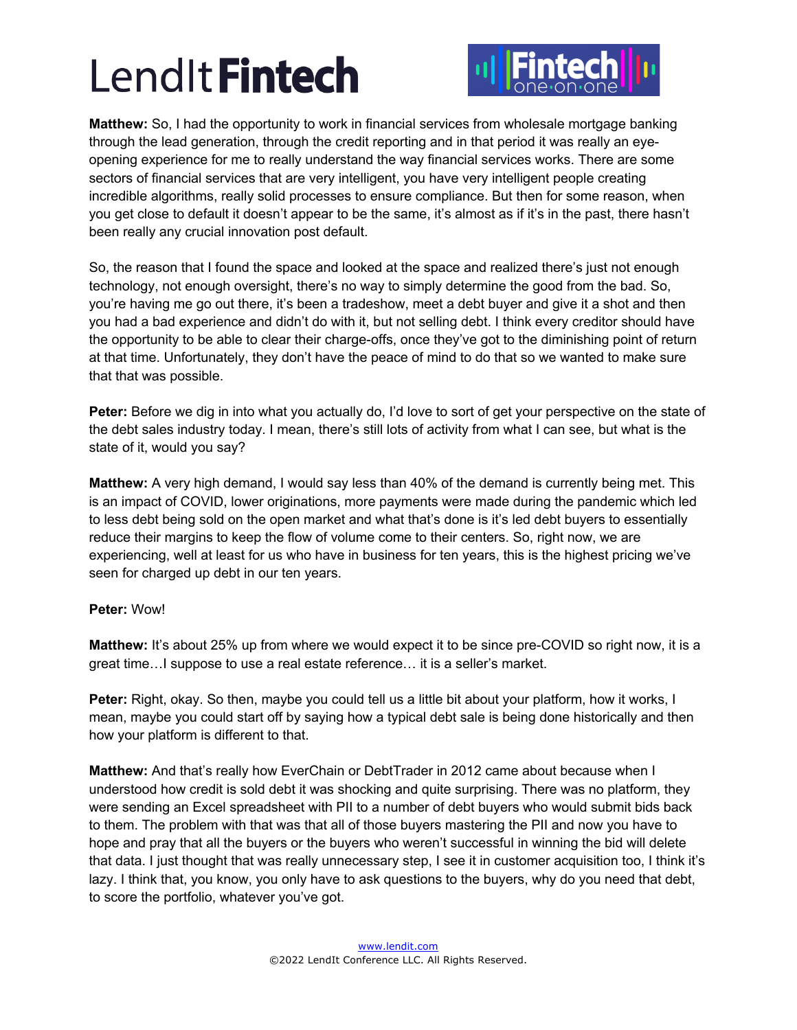**Matthew:** So, I had the opportunity to work in financial services from wholesale mortgage banking through the lead generation, through the credit reporting and in that period it was really an eye-opening experience for me to really understand the way financial services works. There are some sectors of financial services that are very intelligent, you have very intelligent people creating incredible algorithms, really solid processes to ensure compliance. But then for some reason, when you get close to default it doesn't appear to be the same, it's almost as if it's in the past, there hasn't been really any crucial innovation post default.

So, the reason that I found the space and looked at the space and realized there's just not enough technology, not enough oversight, there's no way to simply determine the good from the bad. So, you're having me go out there, it's been a tradeshow, meet a debt buyer and give it a shot and then you had a bad experience and didn't do with it, but not selling debt. I think every creditor should have the opportunity to be able to clear their charge-offs, once they've got to the diminishing point of return at that time. Unfortunately, they don't have the peace of mind to do that so we wanted to make sure that that was possible.

**Peter:** Before we dig in into what you actually do, I'd love to sort of get your perspective on the state of the debt sales industry today. I mean, there's still lots of activity from what I can see, but what is the state of it, would you say?

**Matthew:** A very high demand, I would say less than 40% of the demand is currently being met. This is an impact of COVID, lower originations, more payments were made during the pandemic which led to less debt being sold on the open market and what that's done is it's led debt buyers to essentially reduce their margins to keep the flow of volume come to their centers. So, right now, we are experiencing, well at least for us who have in business for ten years, this is the highest pricing we've seen for charged up debt in our ten years.

**Peter:** Wow!

**Matthew:** It's about 25% up from where we would expect it to be since pre-COVID so right now, it is a great time…I suppose to use a real estate reference… it is a seller's market.

**Peter:** Right, okay. So then, maybe you could tell us a little bit about your platform, how it works, I mean, maybe you could start off by saying how a typical debt sale is being done historically and then how your platform is different to that.

**Matthew:** And that's really how EverChain or DebtTrader in 2012 came about because when I understood how credit is sold debt it was shocking and quite surprising. There was no platform, they were sending an Excel spreadsheet with PII to a number of debt buyers who would submit bids back to them. The problem with that was that all of those buyers mastering the PII and now you have to hope and pray that all the buyers or the buyers who weren't successful in winning the bid will delete that data. I just thought that was really unnecessary step, I see it in customer acquisition too, I think it's lazy. I think that, you know, you only have to ask questions to the buyers, why do you need that debt, to score the portfolio, whatever you've got.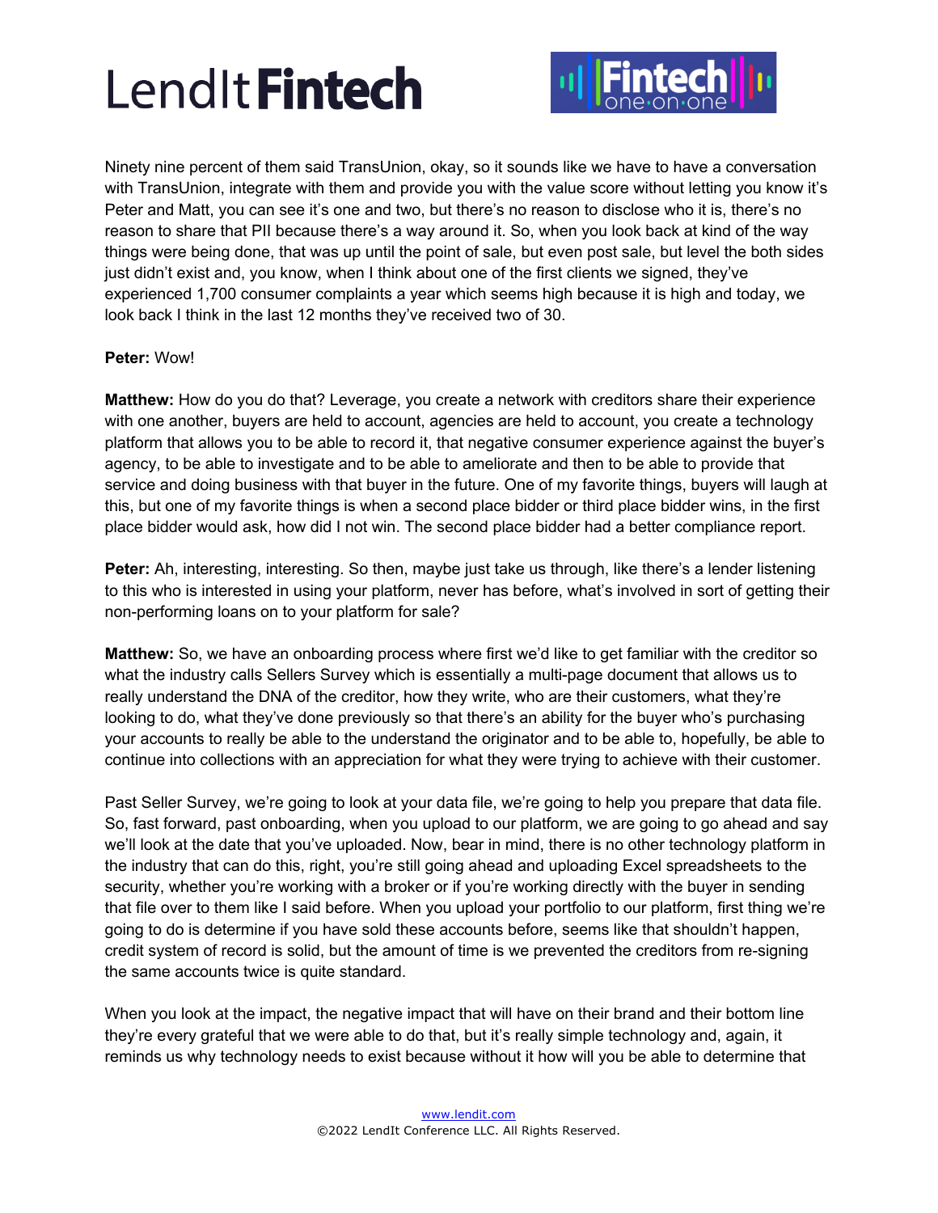Ninety nine percent of them said TransUnion, okay, so it sounds like we have to have a conversation with TransUnion, integrate with them and provide you with the value score without letting you know it's Peter and Matt, you can see it's one and two, but there's no reason to disclose who it is, there's no reason to share that PII because there's a way around it. So, when you look back at kind of the way things were being done, that was up until the point of sale, but even post sale, but level the both sides just didn't exist and, you know, when I think about one of the first clients we signed, they've experienced 1,700 consumer complaints a year which seems high because it is high and today, we look back I think in the last 12 months they've received two of 30.

**Peter:** Wow!

**Matthew:** How do you do that? Leverage, you create a network with creditors share their experience with one another, buyers are held to account, agencies are held to account, you create a technology platform that allows you to be able to record it, that negative consumer experience against the buyer's agency, to be able to investigate and to be able to ameliorate and then to be able to provide that service and doing business with that buyer in the future. One of my favorite things, buyers will laugh at this, but one of my favorite things is when a second place bidder or third place bidder wins, in the first place bidder would ask, how did I not win. The second place bidder had a better compliance report.

**Peter:** Ah, interesting, interesting. So then, maybe just take us through, like there's a lender listening to this who is interested in using your platform, never has before, what's involved in sort of getting their non-performing loans on to your platform for sale?

**Matthew:** So, we have an onboarding process where first we'd like to get familiar with the creditor so what the industry calls Sellers Survey which is essentially a multi-page document that allows us to really understand the DNA of the creditor, how they write, who are their customers, what they're looking to do, what they've done previously so that there's an ability for the buyer who's purchasing your accounts to really be able to the understand the originator and to be able to, hopefully, be able to continue into collections with an appreciation for what they were trying to achieve with their customer.

Past Seller Survey, we're going to look at your data file, we're going to help you prepare that data file. So, fast forward, past onboarding, when you upload to our platform, we are going to go ahead and say we'll look at the date that you've uploaded. Now, bear in mind, there is no other technology platform in the industry that can do this, right, you're still going ahead and uploading Excel spreadsheets to the security, whether you're working with a broker or if you're working directly with the buyer in sending that file over to them like I said before. When you upload your portfolio to our platform, first thing we're going to do is determine if you have sold these accounts before, seems like that shouldn't happen, credit system of record is solid, but the amount of time is we prevented the creditors from re-signing the same accounts twice is quite standard.

When you look at the impact, the negative impact that will have on their brand and their bottom line they're every grateful that we were able to do that, but it's really simple technology and, again, it reminds us why technology needs to exist because without it how will you be able to determine that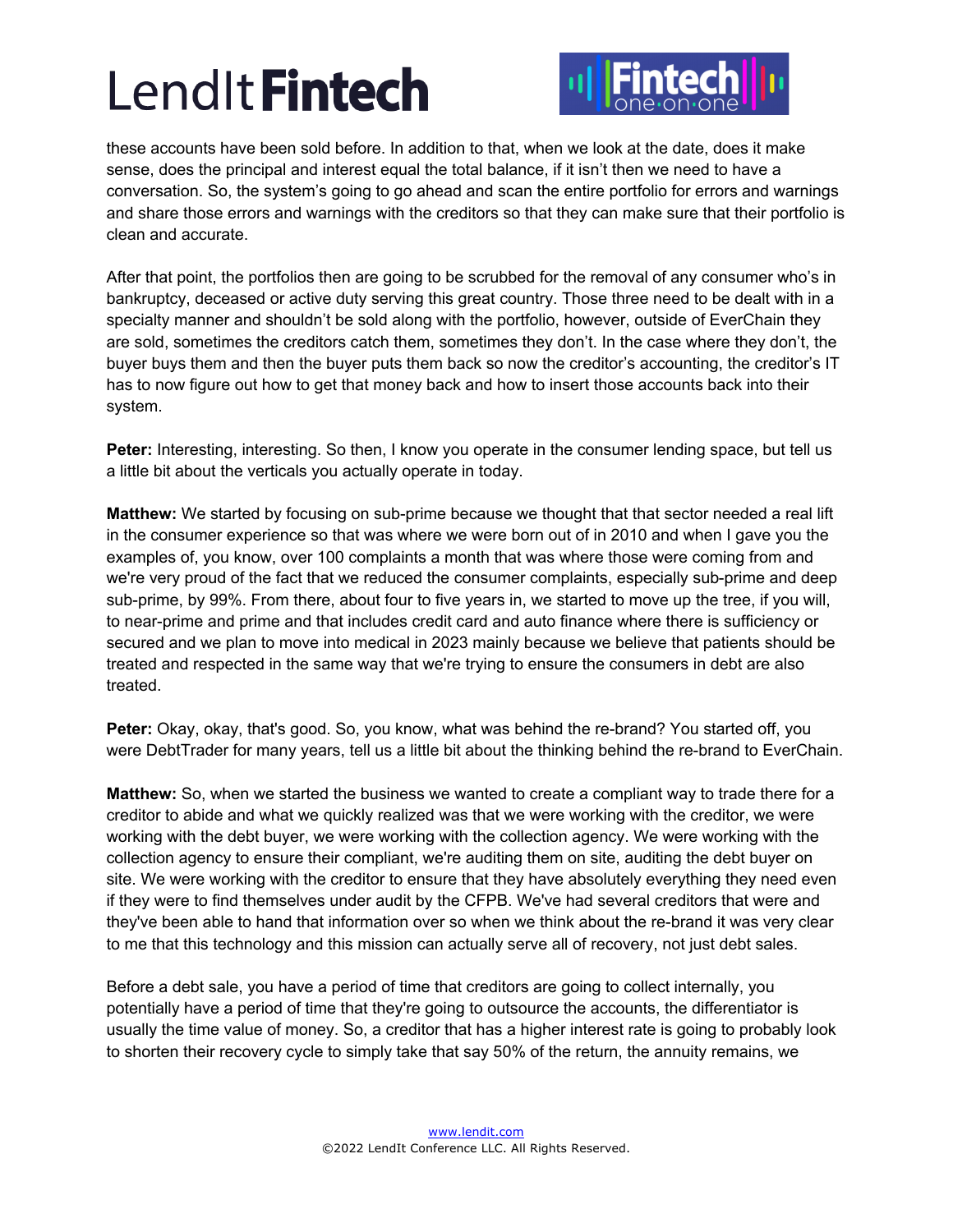these accounts have been sold before. In addition to that, when we look at the date, does it make sense, does the principal and interest equal the total balance, if it isn't then we need to have a conversation. So, the system's going to go ahead and scan the entire portfolio for errors and warnings and share those errors and warnings with the creditors so that they can make sure that their portfolio is clean and accurate.

After that point, the portfolios then are going to be scrubbed for the removal of any consumer who's in bankruptcy, deceased or active duty serving this great country. Those three need to be dealt with in a specialty manner and shouldn't be sold along with the portfolio, however, outside of EverChain they are sold, sometimes the creditors catch them, sometimes they don't. In the case where they don't, the buyer buys them and then the buyer puts them back so now the creditor's accounting, the creditor's IT has to now figure out how to get that money back and how to insert those accounts back into their system.

**Peter:** Interesting, interesting. So then, I know you operate in the consumer lending space, but tell us a little bit about the verticals you actually operate in today.

**Matthew:** We started by focusing on sub-prime because we thought that that sector needed a real lift in the consumer experience so that was where we were born out of in 2010 and when I gave you the examples of, you know, over 100 complaints a month that was where those were coming from and we're very proud of the fact that we reduced the consumer complaints, especially sub-prime and deep sub-prime, by 99%. From there, about four to five years in, we started to move up the tree, if you will, to near-prime and prime and that includes credit card and auto finance where there is sufficiency or secured and we plan to move into medical in 2023 mainly because we believe that patients should be treated and respected in the same way that we're trying to ensure the consumers in debt are also treated.

**Peter:** Okay, okay, that's good. So, you know, what was behind the re-brand? You started off, you were DebtTrader for many years, tell us a little bit about the thinking behind the re-brand to EverChain.

**Matthew:** So, when we started the business we wanted to create a compliant way to trade there for a creditor to abide and what we quickly realized was that we were working with the creditor, we were working with the debt buyer, we were working with the collection agency. We were working with the collection agency to ensure their compliant, we're auditing them on site, auditing the debt buyer on site. We were working with the creditor to ensure that they have absolutely everything they need even if they were to find themselves under audit by the CFPB. We've had several creditors that were and they've been able to hand that information over so when we think about the re-brand it was very clear to me that this technology and this mission can actually serve all of recovery, not just debt sales.

Before a debt sale, you have a period of time that creditors are going to collect internally, you potentially have a period of time that they're going to outsource the accounts, the differentiator is usually the time value of money. So, a creditor that has a higher interest rate is going to probably look to shorten their recovery cycle to simply take that say 50% of the return, the annuity remains, we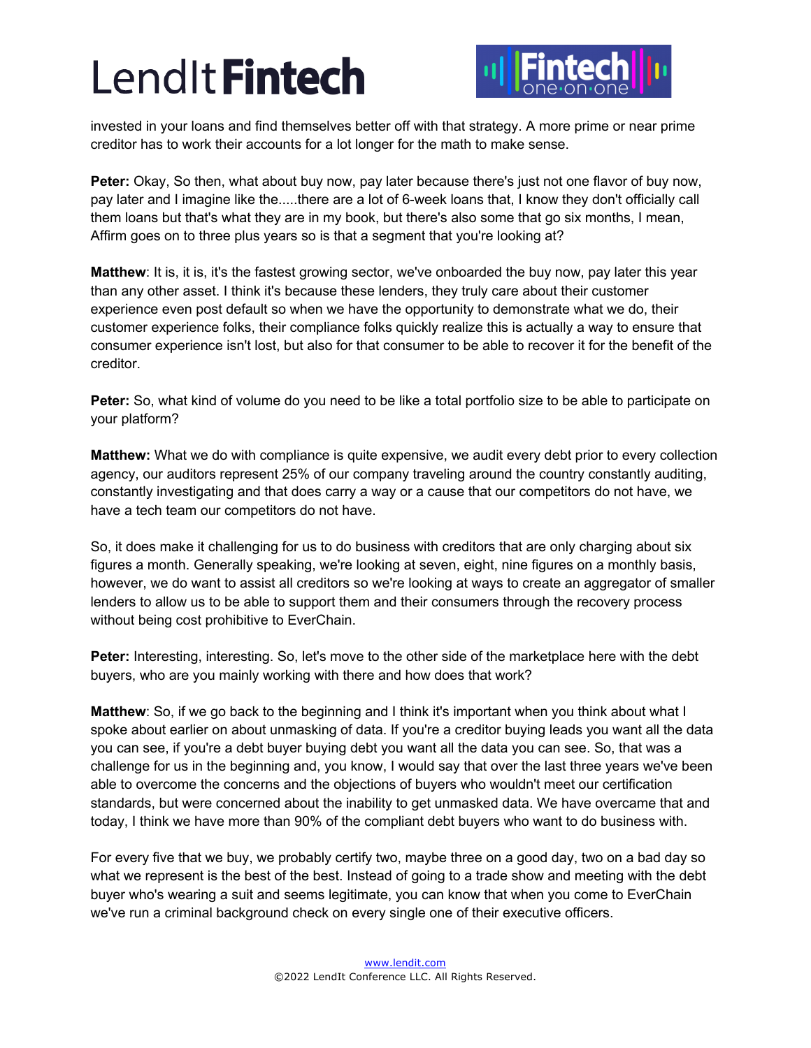invested in your loans and find themselves better off with that strategy. A more prime or near prime creditor has to work their accounts for a lot longer for the math to make sense.

**Peter:** Okay, So then, what about buy now, pay later because there's just not one flavor of buy now, pay later and I imagine like the.....there are a lot of 6-week loans that, I know they don't officially call them loans but that's what they are in my book, but there's also some that go six months, I mean, Affirm goes on to three plus years so is that a segment that you're looking at?

**Matthew**: It is, it is, it's the fastest growing sector, we've onboarded the buy now, pay later this year than any other asset. I think it's because these lenders, they truly care about their customer experience even post default so when we have the opportunity to demonstrate what we do, their customer experience folks, their compliance folks quickly realize this is actually a way to ensure that consumer experience isn't lost, but also for that consumer to be able to recover it for the benefit of the creditor.

**Peter:** So, what kind of volume do you need to be like a total portfolio size to be able to participate on your platform?

**Matthew:** What we do with compliance is quite expensive, we audit every debt prior to every collection agency, our auditors represent 25% of our company traveling around the country constantly auditing, constantly investigating and that does carry a way or a cause that our competitors do not have, we have a tech team our competitors do not have.

So, it does make it challenging for us to do business with creditors that are only charging about six figures a month. Generally speaking, we're looking at seven, eight, nine figures on a monthly basis, however, we do want to assist all creditors so we're looking at ways to create an aggregator of smaller lenders to allow us to be able to support them and their consumers through the recovery process without being cost prohibitive to EverChain.

**Peter:** Interesting, interesting. So, let's move to the other side of the marketplace here with the debt buyers, who are you mainly working with there and how does that work?

**Matthew**: So, if we go back to the beginning and I think it's important when you think about what I spoke about earlier on about unmasking of data. If you're a creditor buying leads you want all the data you can see, if you're a debt buyer buying debt you want all the data you can see. So, that was a challenge for us in the beginning and, you know, I would say that over the last three years we've been able to overcome the concerns and the objections of buyers who wouldn't meet our certification standards, but were concerned about the inability to get unmasked data. We have overcame that and today, I think we have more than 90% of the compliant debt buyers who want to do business with.

For every five that we buy, we probably certify two, maybe three on a good day, two on a bad day so what we represent is the best of the best. Instead of going to a trade show and meeting with the debt buyer who's wearing a suit and seems legitimate, you can know that when you come to EverChain we've run a criminal background check on every single one of their executive officers.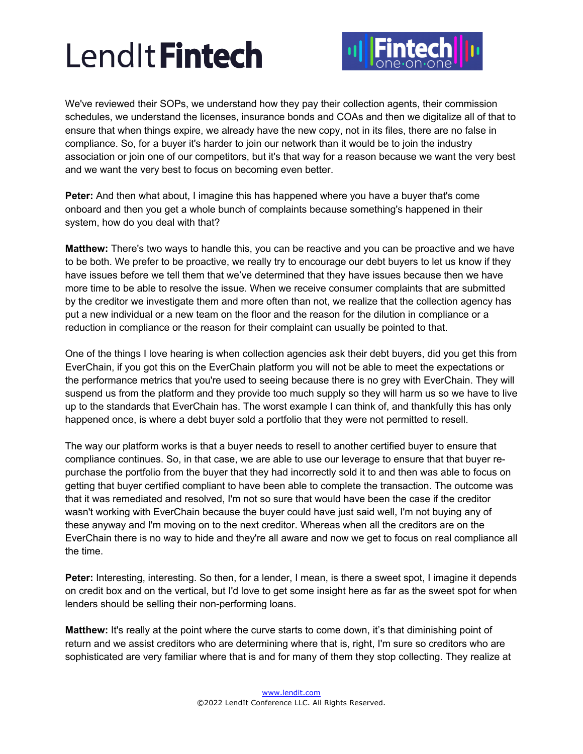We've reviewed their SOPs, we understand how they pay their collection agents, their commission schedules, we understand the licenses, insurance bonds and COAs and then we digitalize all of that to ensure that when things expire, we already have the new copy, not in its files, there are no false in compliance. So, for a buyer it's harder to join our network than it would be to join the industry association or join one of our competitors, but it's that way for a reason because we want the very best and we want the very best to focus on becoming even better.

**Peter:** And then what about, I imagine this has happened where you have a buyer that's come onboard and then you get a whole bunch of complaints because something's happened in their system, how do you deal with that?

**Matthew:** There's two ways to handle this, you can be reactive and you can be proactive and we have to be both. We prefer to be proactive, we really try to encourage our debt buyers to let us know if they have issues before we tell them that we've determined that they have issues because then we have more time to be able to resolve the issue. When we receive consumer complaints that are submitted by the creditor we investigate them and more often than not, we realize that the collection agency has put a new individual or a new team on the floor and the reason for the dilution in compliance or a reduction in compliance or the reason for their complaint can usually be pointed to that.

One of the things I love hearing is when collection agencies ask their debt buyers, did you get this from EverChain, if you got this on the EverChain platform you will not be able to meet the expectations or the performance metrics that you're used to seeing because there is no grey with EverChain. They will suspend us from the platform and they provide too much supply so they will harm us so we have to live up to the standards that EverChain has. The worst example I can think of, and thankfully this has only happened once, is where a debt buyer sold a portfolio that they were not permitted to resell.

The way our platform works is that a buyer needs to resell to another certified buyer to ensure that compliance continues. So, in that case, we are able to use our leverage to ensure that that buyer re-purchase the portfolio from the buyer that they had incorrectly sold it to and then was able to focus on getting that buyer certified compliant to have been able to complete the transaction. The outcome was that it was remediated and resolved, I'm not so sure that would have been the case if the creditor wasn't working with EverChain because the buyer could have just said well, I'm not buying any of these anyway and I'm moving on to the next creditor. Whereas when all the creditors are on the EverChain there is no way to hide and they're all aware and now we get to focus on real compliance all the time.

**Peter:** Interesting, interesting. So then, for a lender, I mean, is there a sweet spot, I imagine it depends on credit box and on the vertical, but I'd love to get some insight here as far as the sweet spot for when lenders should be selling their non-performing loans.

**Matthew:** It's really at the point where the curve starts to come down, it's that diminishing point of return and we assist creditors who are determining where that is, right, I'm sure so creditors who are sophisticated are very familiar where that is and for many of them they stop collecting. They realize at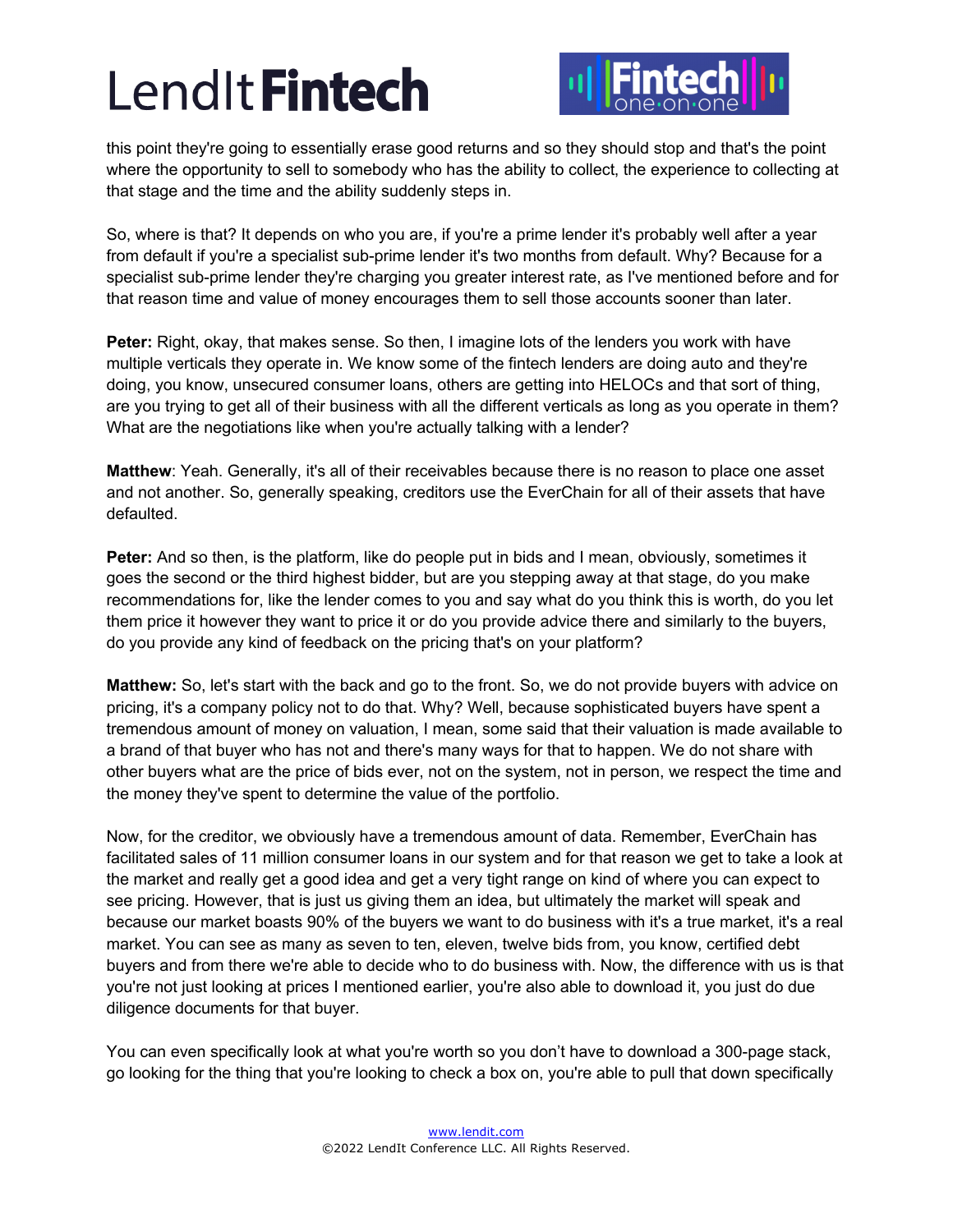this point they're going to essentially erase good returns and so they should stop and that's the point where the opportunity to sell to somebody who has the ability to collect, the experience to collecting at that stage and the time and the ability suddenly steps in.

So, where is that? It depends on who you are, if you're a prime lender it's probably well after a year from default if you're a specialist sub-prime lender it's two months from default. Why? Because for a specialist sub-prime lender they're charging you greater interest rate, as I've mentioned before and for that reason time and value of money encourages them to sell those accounts sooner than later.

**Peter:** Right, okay, that makes sense. So then, I imagine lots of the lenders you work with have multiple verticals they operate in. We know some of the fintech lenders are doing auto and they're doing, you know, unsecured consumer loans, others are getting into HELOCs and that sort of thing, are you trying to get all of their business with all the different verticals as long as you operate in them? What are the negotiations like when you're actually talking with a lender?

**Matthew**: Yeah. Generally, it's all of their receivables because there is no reason to place one asset and not another. So, generally speaking, creditors use the EverChain for all of their assets that have defaulted.

**Peter:** And so then, is the platform, like do people put in bids and I mean, obviously, sometimes it goes the second or the third highest bidder, but are you stepping away at that stage, do you make recommendations for, like the lender comes to you and say what do you think this is worth, do you let them price it however they want to price it or do you provide advice there and similarly to the buyers, do you provide any kind of feedback on the pricing that's on your platform?

**Matthew:** So, let's start with the back and go to the front. So, we do not provide buyers with advice on pricing, it's a company policy not to do that. Why? Well, because sophisticated buyers have spent a tremendous amount of money on valuation, I mean, some said that their valuation is made available to a brand of that buyer who has not and there's many ways for that to happen. We do not share with other buyers what are the price of bids ever, not on the system, not in person, we respect the time and the money they've spent to determine the value of the portfolio.

Now, for the creditor, we obviously have a tremendous amount of data. Remember, EverChain has facilitated sales of 11 million consumer loans in our system and for that reason we get to take a look at the market and really get a good idea and get a very tight range on kind of where you can expect to see pricing. However, that is just us giving them an idea, but ultimately the market will speak and because our market boasts 90% of the buyers we want to do business with it's a true market, it's a real market. You can see as many as seven to ten, eleven, twelve bids from, you know, certified debt buyers and from there we're able to decide who to do business with. Now, the difference with us is that you're not just looking at prices I mentioned earlier, you're also able to download it, you just do due diligence documents for that buyer.

You can even specifically look at what you're worth so you don't have to download a 300-page stack, go looking for the thing that you're looking to check a box on, you're able to pull that down specifically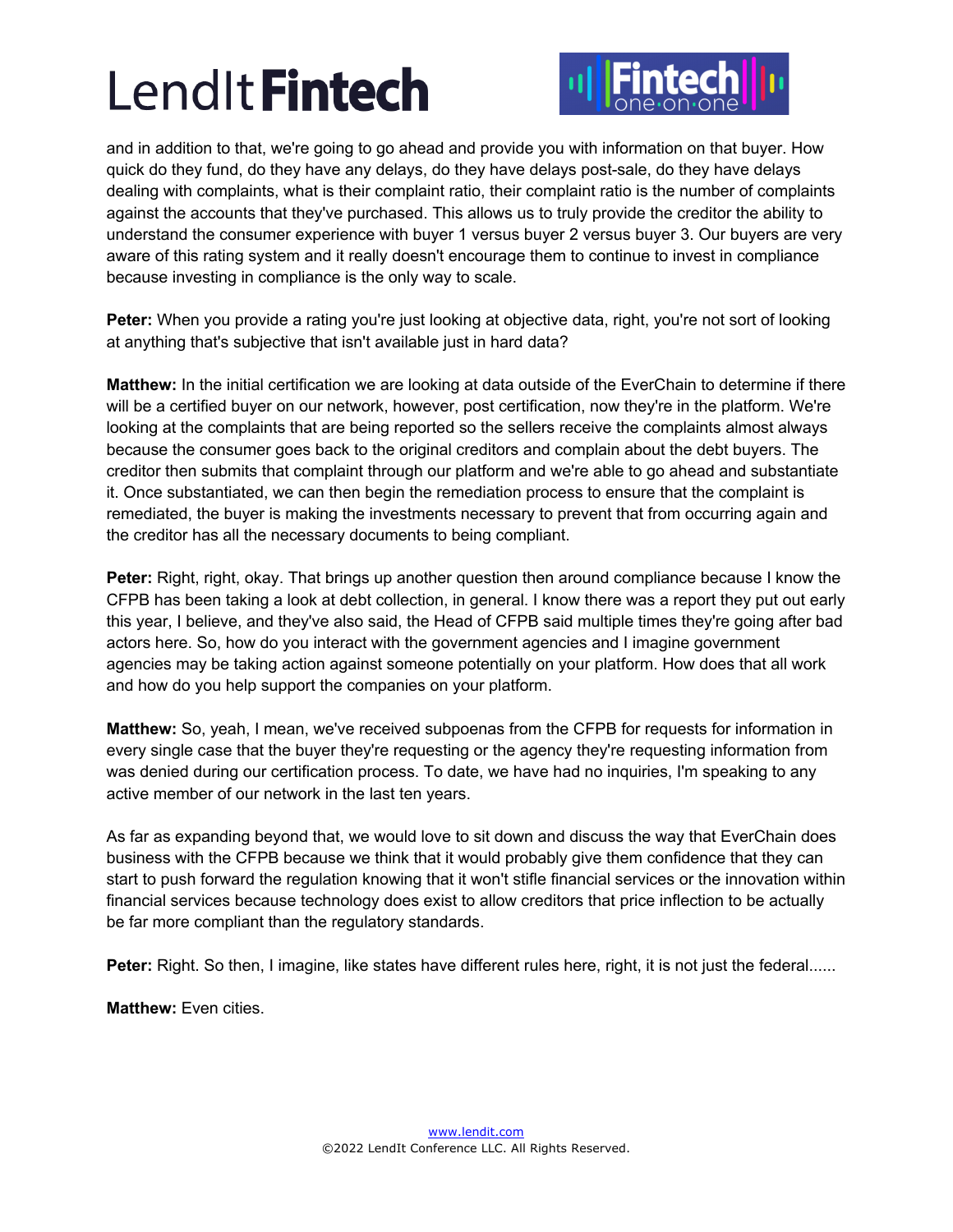and in addition to that, we're going to go ahead and provide you with information on that buyer. How quick do they fund, do they have any delays, do they have delays post-sale, do they have delays dealing with complaints, what is their complaint ratio, their complaint ratio is the number of complaints against the accounts that they've purchased. This allows us to truly provide the creditor the ability to understand the consumer experience with buyer 1 versus buyer 2 versus buyer 3. Our buyers are very aware of this rating system and it really doesn't encourage them to continue to invest in compliance because investing in compliance is the only way to scale.

**Peter:** When you provide a rating you're just looking at objective data, right, you're not sort of looking at anything that's subjective that isn't available just in hard data?

**Matthew:** In the initial certification we are looking at data outside of the EverChain to determine if there will be a certified buyer on our network, however, post certification, now they're in the platform. We're looking at the complaints that are being reported so the sellers receive the complaints almost always because the consumer goes back to the original creditors and complain about the debt buyers. The creditor then submits that complaint through our platform and we're able to go ahead and substantiate it. Once substantiated, we can then begin the remediation process to ensure that the complaint is remediated, the buyer is making the investments necessary to prevent that from occurring again and the creditor has all the necessary documents to being compliant.

**Peter:** Right, right, okay. That brings up another question then around compliance because I know the CFPB has been taking a look at debt collection, in general. I know there was a report they put out early this year, I believe, and they've also said, the Head of CFPB said multiple times they're going after bad actors here. So, how do you interact with the government agencies and I imagine government agencies may be taking action against someone potentially on your platform. How does that all work and how do you help support the companies on your platform.

**Matthew:** So, yeah, I mean, we've received subpoenas from the CFPB for requests for information in every single case that the buyer they're requesting or the agency they're requesting information from was denied during our certification process. To date, we have had no inquiries, I'm speaking to any active member of our network in the last ten years.

As far as expanding beyond that, we would love to sit down and discuss the way that EverChain does business with the CFPB because we think that it would probably give them confidence that they can start to push forward the regulation knowing that it won't stifle financial services or the innovation within financial services because technology does exist to allow creditors that price inflection to be actually be far more compliant than the regulatory standards.

**Peter:** Right. So then, I imagine, like states have different rules here, right, it is not just the federal......

**Matthew:** Even cities.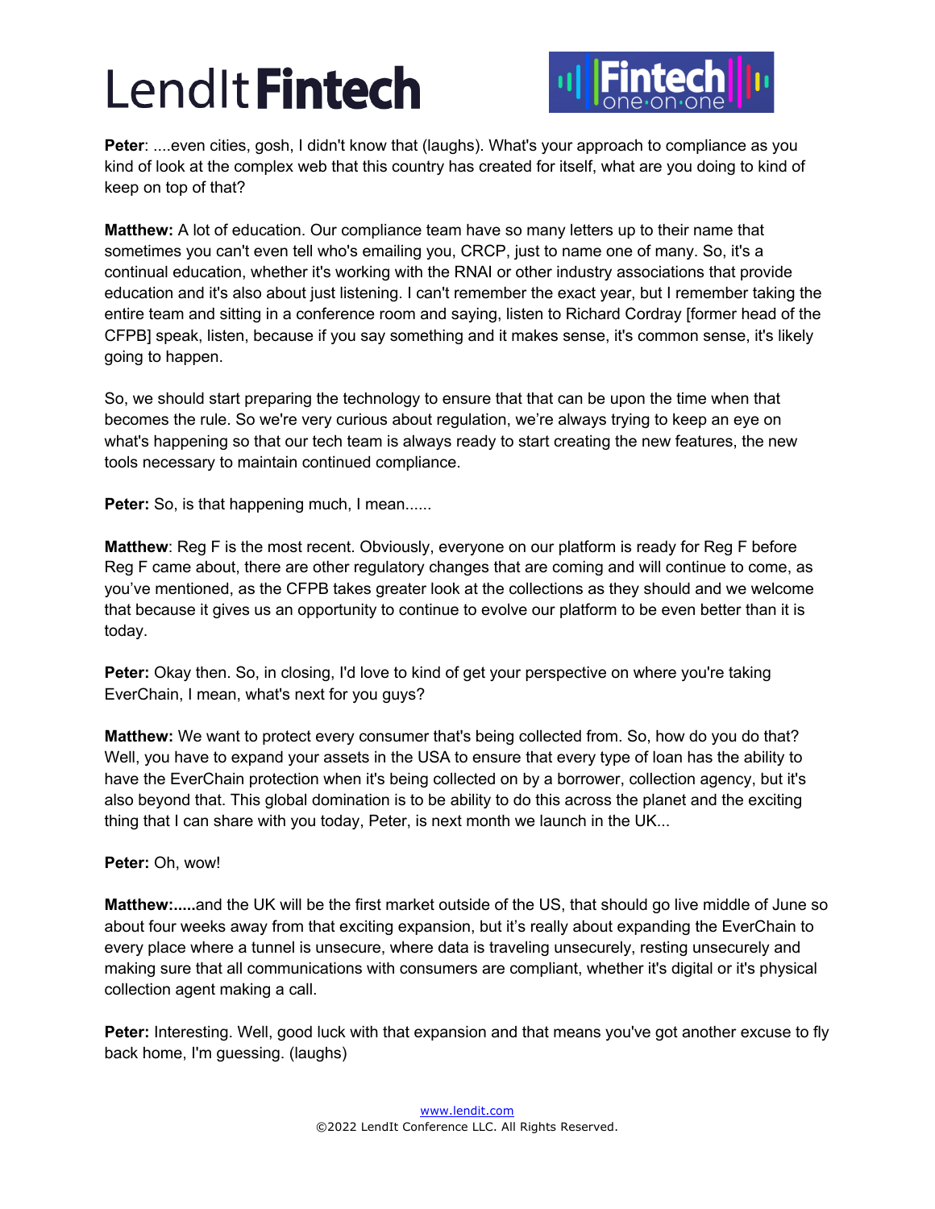**Peter**: ....even cities, gosh, I didn't know that (laughs). What's your approach to compliance as you kind of look at the complex web that this country has created for itself, what are you doing to kind of keep on top of that?

**Matthew:** A lot of education. Our compliance team have so many letters up to their name that sometimes you can't even tell who's emailing you, CRCP, just to name one of many. So, it's a continual education, whether it's working with the RNAI or other industry associations that provide education and it's also about just listening. I can't remember the exact year, but I remember taking the entire team and sitting in a conference room and saying, listen to Richard Cordray [former head of the CFPB] speak, listen, because if you say something and it makes sense, it's common sense, it's likely going to happen.

So, we should start preparing the technology to ensure that that can be upon the time when that becomes the rule. So we're very curious about regulation, we're always trying to keep an eye on what's happening so that our tech team is always ready to start creating the new features, the new tools necessary to maintain continued compliance.

**Peter:** So, is that happening much, I mean......

**Matthew**: Reg F is the most recent. Obviously, everyone on our platform is ready for Reg F before Reg F came about, there are other regulatory changes that are coming and will continue to come, as you've mentioned, as the CFPB takes greater look at the collections as they should and we welcome that because it gives us an opportunity to continue to evolve our platform to be even better than it is today.

**Peter:** Okay then. So, in closing, I'd love to kind of get your perspective on where you're taking EverChain, I mean, what's next for you guys?

**Matthew:** We want to protect every consumer that's being collected from. So, how do you do that? Well, you have to expand your assets in the USA to ensure that every type of loan has the ability to have the EverChain protection when it's being collected on by a borrower, collection agency, but it's also beyond that. This global domination is to be ability to do this across the planet and the exciting thing that I can share with you today, Peter, is next month we launch in the UK...

**Peter:** Oh, wow!

**Matthew:.....**and the UK will be the first market outside of the US, that should go live middle of June so about four weeks away from that exciting expansion, but it's really about expanding the EverChain to every place where a tunnel is unsecure, where data is traveling unsecurely, resting unsecurely and making sure that all communications with consumers are compliant, whether it's digital or it's physical collection agent making a call.

**Peter:** Interesting. Well, good luck with that expansion and that means you've got another excuse to fly back home, I'm guessing. (laughs)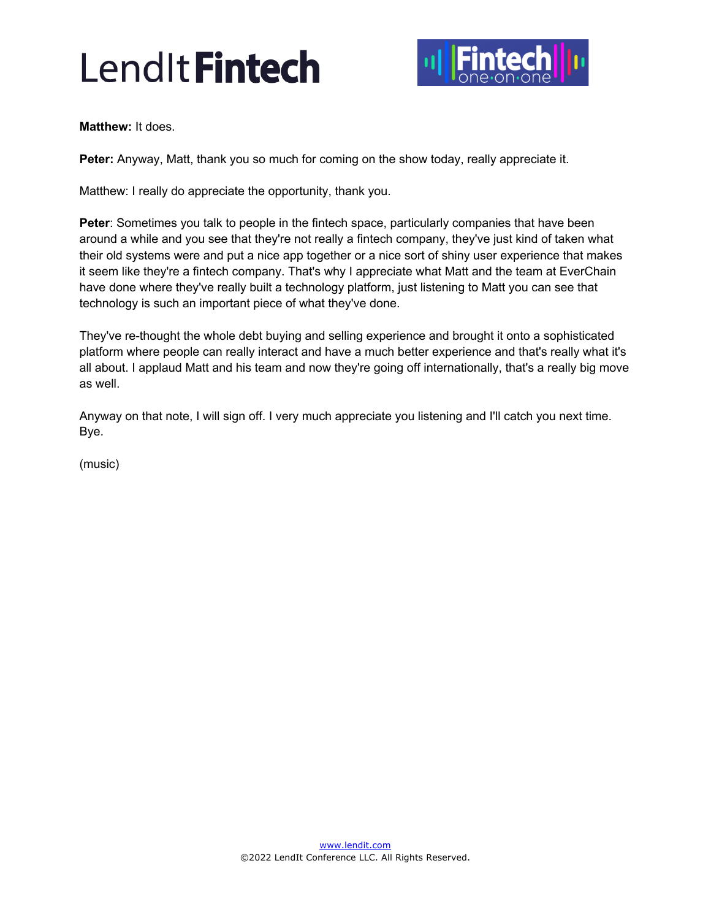**Matthew:** It does.

**Peter:** Anyway, Matt, thank you so much for coming on the show today, really appreciate it.

Matthew: I really do appreciate the opportunity, thank you.

**Peter**: Sometimes you talk to people in the fintech space, particularly companies that have been around a while and you see that they're not really a fintech company, they've just kind of taken what their old systems were and put a nice app together or a nice sort of shiny user experience that makes it seem like they're a fintech company. That's why I appreciate what Matt and the team at EverChain have done where they've really built a technology platform, just listening to Matt you can see that technology is such an important piece of what they've done.

They've re-thought the whole debt buying and selling experience and brought it onto a sophisticated platform where people can really interact and have a much better experience and that's really what it's all about. I applaud Matt and his team and now they're going off internationally, that's a really big move as well.

Anyway on that note, I will sign off. I very much appreciate you listening and I'll catch you next time. Bye.

(music)